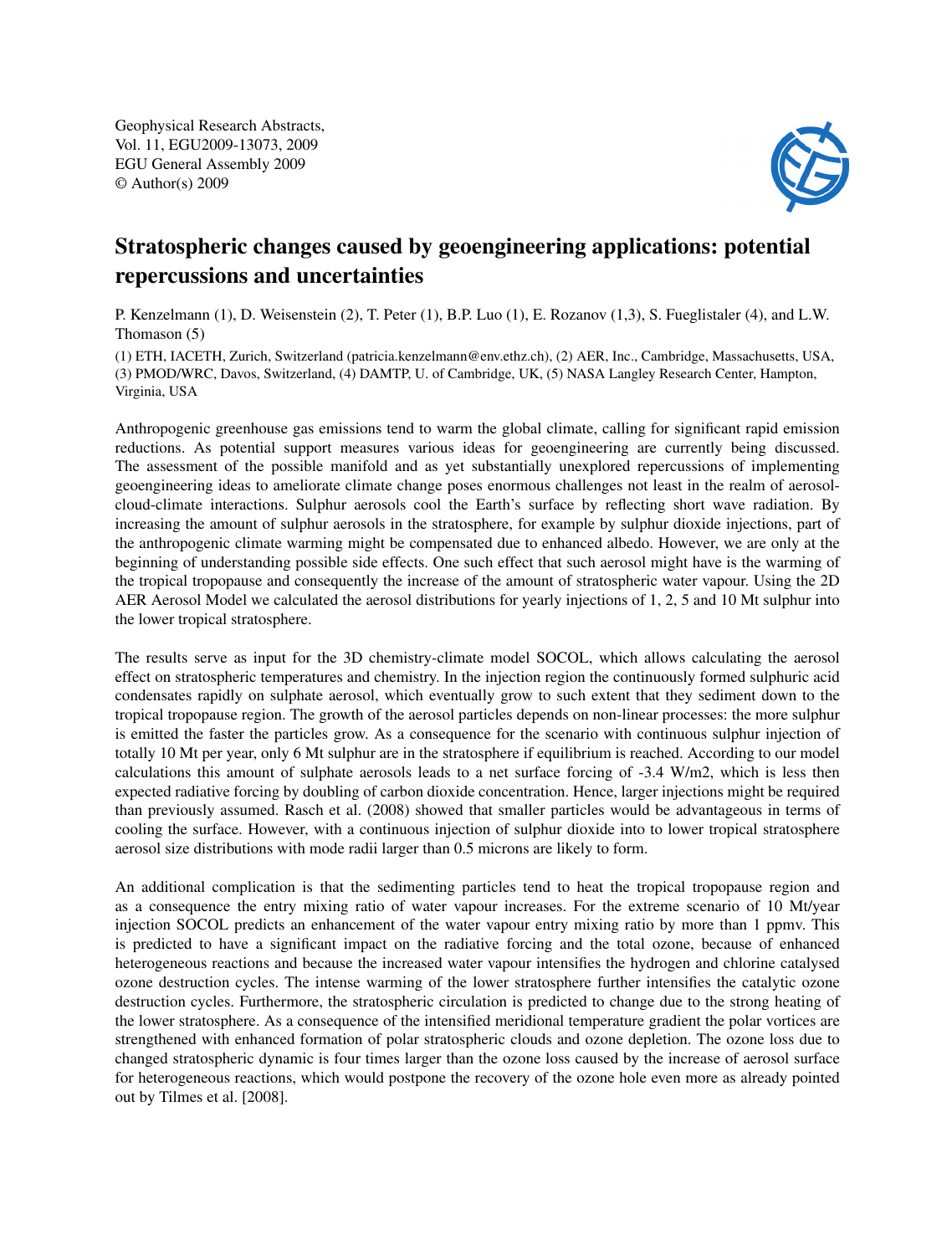Geophysical Research Abstracts,
Vol. 11, EGU2009-13073, 2009
EGU General Assembly 2009
© Author(s) 2009

# Stratospheric changes caused by geoengineering applications: potential repercussions and uncertainties

P. Kenzelmann (1), D. Weisenstein (2), T. Peter (1), B.P. Luo (1), E. Rozanov (1,3), S. Fueglistaler (4), and L.W. Thomason (5)

(1) ETH, IACETH, Zurich, Switzerland (patricia.kenzelmann@env.ethz.ch), (2) AER, Inc., Cambridge, Massachusetts, USA, (3) PMOD/WRC, Davos, Switzerland, (4) DAMTP, U. of Cambridge, UK, (5) NASA Langley Research Center, Hampton, Virginia, USA

Anthropogenic greenhouse gas emissions tend to warm the global climate, calling for significant rapid emission reductions. As potential support measures various ideas for geoengineering are currently being discussed. The assessment of the possible manifold and as yet substantially unexplored repercussions of implementing geoengineering ideas to ameliorate climate change poses enormous challenges not least in the realm of aerosol-cloud-climate interactions. Sulphur aerosols cool the Earth's surface by reflecting short wave radiation. By increasing the amount of sulphur aerosols in the stratosphere, for example by sulphur dioxide injections, part of the anthropogenic climate warming might be compensated due to enhanced albedo. However, we are only at the beginning of understanding possible side effects. One such effect that such aerosol might have is the warming of the tropical tropopause and consequently the increase of the amount of stratospheric water vapour. Using the 2D AER Aerosol Model we calculated the aerosol distributions for yearly injections of 1, 2, 5 and 10 Mt sulphur into the lower tropical stratosphere.

The results serve as input for the 3D chemistry-climate model SOCOL, which allows calculating the aerosol effect on stratospheric temperatures and chemistry. In the injection region the continuously formed sulphuric acid condensates rapidly on sulphate aerosol, which eventually grow to such extent that they sediment down to the tropical tropopause region. The growth of the aerosol particles depends on non-linear processes: the more sulphur is emitted the faster the particles grow. As a consequence for the scenario with continuous sulphur injection of totally 10 Mt per year, only 6 Mt sulphur are in the stratosphere if equilibrium is reached. According to our model calculations this amount of sulphate aerosols leads to a net surface forcing of -3.4 W/m2, which is less then expected radiative forcing by doubling of carbon dioxide concentration. Hence, larger injections might be required than previously assumed. Rasch et al. (2008) showed that smaller particles would be advantageous in terms of cooling the surface. However, with a continuous injection of sulphur dioxide into to lower tropical stratosphere aerosol size distributions with mode radii larger than 0.5 microns are likely to form.

An additional complication is that the sedimenting particles tend to heat the tropical tropopause region and as a consequence the entry mixing ratio of water vapour increases. For the extreme scenario of 10 Mt/year injection SOCOL predicts an enhancement of the water vapour entry mixing ratio by more than 1 ppmv. This is predicted to have a significant impact on the radiative forcing and the total ozone, because of enhanced heterogeneous reactions and because the increased water vapour intensifies the hydrogen and chlorine catalysed ozone destruction cycles. The intense warming of the lower stratosphere further intensifies the catalytic ozone destruction cycles. Furthermore, the stratospheric circulation is predicted to change due to the strong heating of the lower stratosphere. As a consequence of the intensified meridional temperature gradient the polar vortices are strengthened with enhanced formation of polar stratospheric clouds and ozone depletion. The ozone loss due to changed stratospheric dynamic is four times larger than the ozone loss caused by the increase of aerosol surface for heterogeneous reactions, which would postpone the recovery of the ozone hole even more as already pointed out by Tilmes et al. [2008].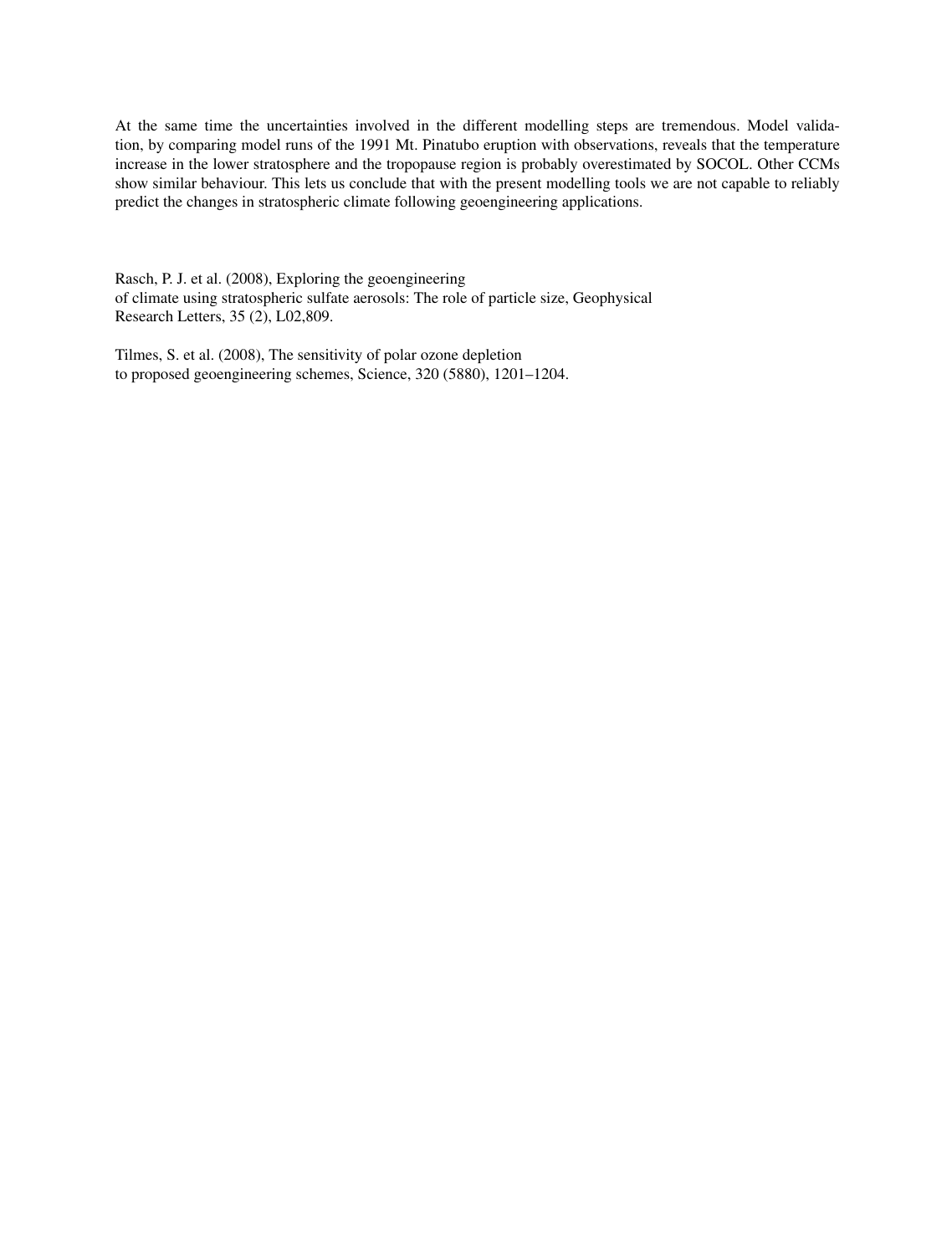At the same time the uncertainties involved in the different modelling steps are tremendous. Model validation, by comparing model runs of the 1991 Mt. Pinatubo eruption with observations, reveals that the temperature increase in the lower stratosphere and the tropopause region is probably overestimated by SOCOL. Other CCMs show similar behaviour. This lets us conclude that with the present modelling tools we are not capable to reliably predict the changes in stratospheric climate following geoengineering applications.

Rasch, P. J. et al. (2008), Exploring the geoengineering of climate using stratospheric sulfate aerosols: The role of particle size, Geophysical Research Letters, 35 (2), L02,809.

Tilmes, S. et al. (2008), The sensitivity of polar ozone depletion to proposed geoengineering schemes, Science, 320 (5880), 1201–1204.